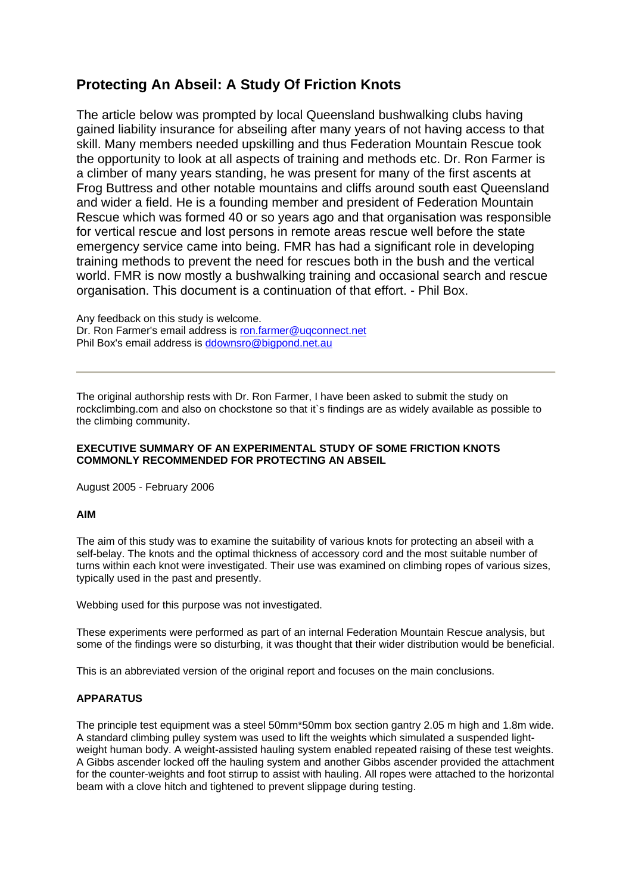# Protecting An Abseil: A Study Of Friction Knots

The article below was prompted by local Queensland bushwalking clubs having gained liability insurance for abseiling after many years of not having access to that skill. Many members needed upskilling and thus Federation Mountain Rescue took the opportunity to look at all aspects of training and methods etc. Dr. Ron Farmer is a climber of many years standing, he was present for many of the first ascents at Frog Buttress and other notable mountains and cliffs around south east Queensland and wider a field. He is a founding member and president of Federation Mountain Rescue which was formed 40 or so years ago and that organisation was responsible for vertical rescue and lost persons in remote areas rescue well before the state emergency service came into being. FMR has had a significant role in developing training methods to prevent the need for rescues both in the bush and the vertical world. FMR is now mostly a bushwalking training and occasional search and rescue organisation. This document is a continuation of that effort. - Phil Box.

Any feedback on this study is welcome.
Dr. Ron Farmer's email address is ron.farmer@uqconnect.net
Phil Box's email address is ddownsro@bigpond.net.au

---

The original authorship rests with Dr. Ron Farmer, I have been asked to submit the study on rockclimbing.com and also on chockstone so that it`s findings are as widely available as possible to the climbing community.

**EXECUTIVE SUMMARY OF AN EXPERIMENTAL STUDY OF SOME FRICTION KNOTS COMMONLY RECOMMENDED FOR PROTECTING AN ABSEIL**

August 2005 - February 2006

**AIM**

The aim of this study was to examine the suitability of various knots for protecting an abseil with a self-belay. The knots and the optimal thickness of accessory cord and the most suitable number of turns within each knot were investigated. Their use was examined on climbing ropes of various sizes, typically used in the past and presently.

Webbing used for this purpose was not investigated.

These experiments were performed as part of an internal Federation Mountain Rescue analysis, but some of the findings were so disturbing, it was thought that their wider distribution would be beneficial.

This is an abbreviated version of the original report and focuses on the main conclusions.

**APPARATUS**

The principle test equipment was a steel 50mm*50mm box section gantry 2.05 m high and 1.8m wide. A standard climbing pulley system was used to lift the weights which simulated a suspended light-weight human body. A weight-assisted hauling system enabled repeated raising of these test weights. A Gibbs ascender locked off the hauling system and another Gibbs ascender provided the attachment for the counter-weights and foot stirrup to assist with hauling. All ropes were attached to the horizontal beam with a clove hitch and tightened to prevent slippage during testing.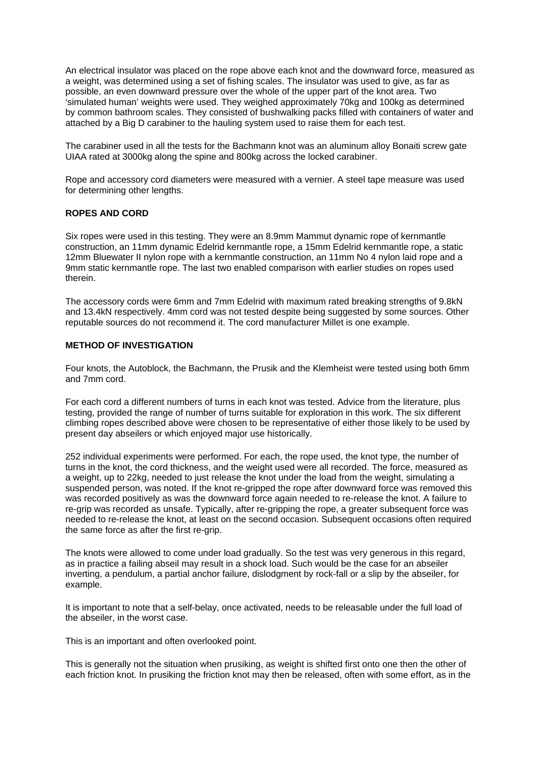An electrical insulator was placed on the rope above each knot and the downward force, measured as a weight, was determined using a set of fishing scales. The insulator was used to give, as far as possible, an even downward pressure over the whole of the upper part of the knot area. Two 'simulated human' weights were used. They weighed approximately 70kg and 100kg as determined by common bathroom scales. They consisted of bushwalking packs filled with containers of water and attached by a Big D carabiner to the hauling system used to raise them for each test.

The carabiner used in all the tests for the Bachmann knot was an aluminum alloy Bonaiti screw gate UIAA rated at 3000kg along the spine and 800kg across the locked carabiner.

Rope and accessory cord diameters were measured with a vernier. A steel tape measure was used for determining other lengths.

**ROPES AND CORD**

Six ropes were used in this testing. They were an 8.9mm Mammut dynamic rope of kernmantle construction, an 11mm dynamic Edelrid kernmantle rope, a 15mm Edelrid kernmantle rope, a static 12mm Bluewater II nylon rope with a kernmantle construction, an 11mm No 4 nylon laid rope and a 9mm static kernmantle rope. The last two enabled comparison with earlier studies on ropes used therein.

The accessory cords were 6mm and 7mm Edelrid with maximum rated breaking strengths of 9.8kN and 13.4kN respectively. 4mm cord was not tested despite being suggested by some sources. Other reputable sources do not recommend it. The cord manufacturer Millet is one example.

**METHOD OF INVESTIGATION**

Four knots, the Autoblock, the Bachmann, the Prusik and the Klemheist were tested using both 6mm and 7mm cord.

For each cord a different numbers of turns in each knot was tested. Advice from the literature, plus testing, provided the range of number of turns suitable for exploration in this work. The six different climbing ropes described above were chosen to be representative of either those likely to be used by present day abseilers or which enjoyed major use historically.

252 individual experiments were performed. For each, the rope used, the knot type, the number of turns in the knot, the cord thickness, and the weight used were all recorded. The force, measured as a weight, up to 22kg, needed to just release the knot under the load from the weight, simulating a suspended person, was noted. If the knot re-gripped the rope after downward force was removed this was recorded positively as was the downward force again needed to re-release the knot. A failure to re-grip was recorded as unsafe. Typically, after re-gripping the rope, a greater subsequent force was needed to re-release the knot, at least on the second occasion. Subsequent occasions often required the same force as after the first re-grip.

The knots were allowed to come under load gradually. So the test was very generous in this regard, as in practice a failing abseil may result in a shock load. Such would be the case for an abseiler inverting, a pendulum, a partial anchor failure, dislodgment by rock-fall or a slip by the abseiler, for example.

It is important to note that a self-belay, once activated, needs to be releasable under the full load of the abseiler, in the worst case.

This is an important and often overlooked point.

This is generally not the situation when prusiking, as weight is shifted first onto one then the other of each friction knot. In prusiking the friction knot may then be released, often with some effort, as in the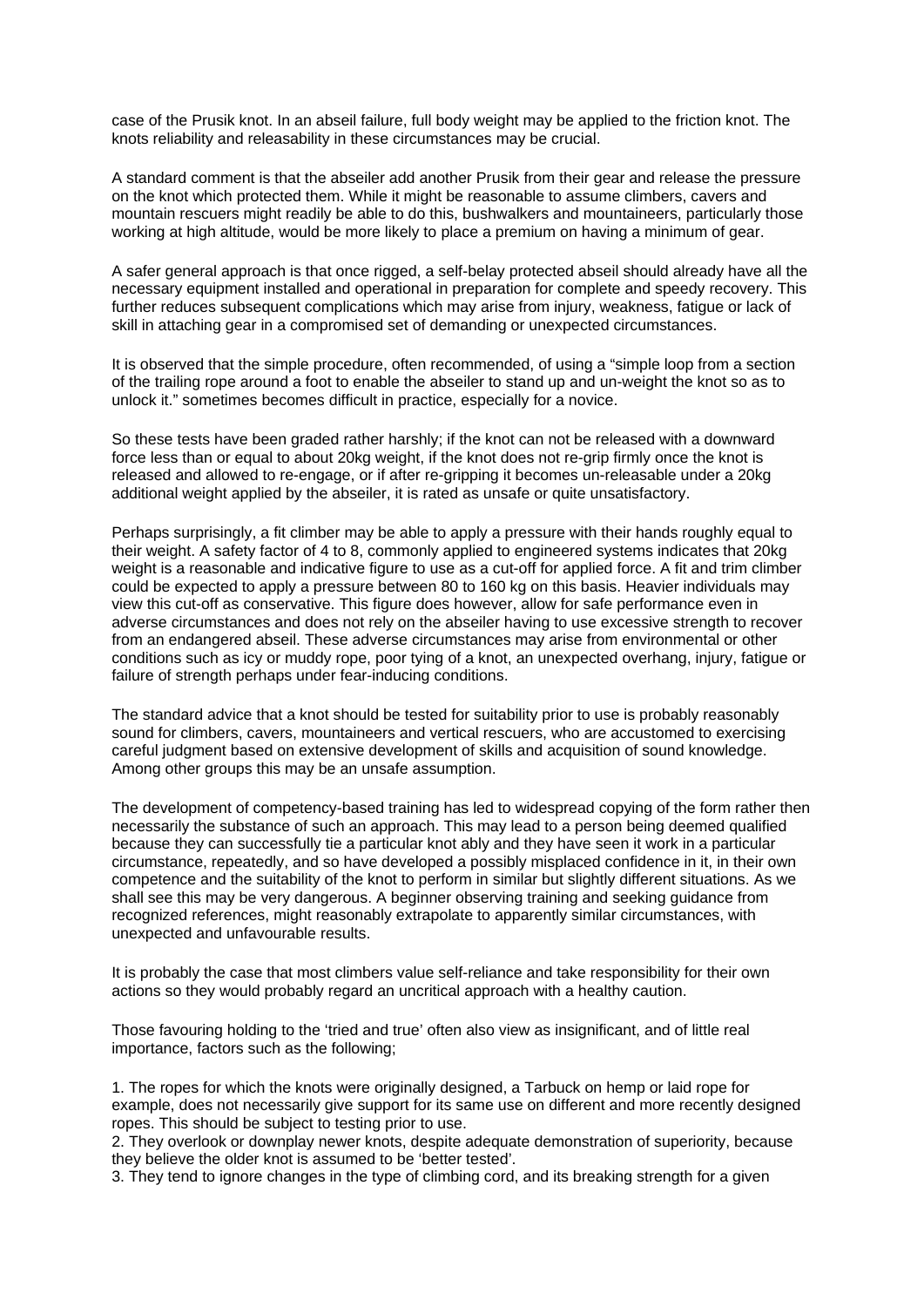case of the Prusik knot. In an abseil failure, full body weight may be applied to the friction knot. The knots reliability and releasability in these circumstances may be crucial.

A standard comment is that the abseiler add another Prusik from their gear and release the pressure on the knot which protected them. While it might be reasonable to assume climbers, cavers and mountain rescuers might readily be able to do this, bushwalkers and mountaineers, particularly those working at high altitude, would be more likely to place a premium on having a minimum of gear.

A safer general approach is that once rigged, a self-belay protected abseil should already have all the necessary equipment installed and operational in preparation for complete and speedy recovery. This further reduces subsequent complications which may arise from injury, weakness, fatigue or lack of skill in attaching gear in a compromised set of demanding or unexpected circumstances.

It is observed that the simple procedure, often recommended, of using a "simple loop from a section of the trailing rope around a foot to enable the abseiler to stand up and un-weight the knot so as to unlock it." sometimes becomes difficult in practice, especially for a novice.

So these tests have been graded rather harshly; if the knot can not be released with a downward force less than or equal to about 20kg weight, if the knot does not re-grip firmly once the knot is released and allowed to re-engage, or if after re-gripping it becomes un-releasable under a 20kg additional weight applied by the abseiler, it is rated as unsafe or quite unsatisfactory.

Perhaps surprisingly, a fit climber may be able to apply a pressure with their hands roughly equal to their weight. A safety factor of 4 to 8, commonly applied to engineered systems indicates that 20kg weight is a reasonable and indicative figure to use as a cut-off for applied force. A fit and trim climber could be expected to apply a pressure between 80 to 160 kg on this basis. Heavier individuals may view this cut-off as conservative. This figure does however, allow for safe performance even in adverse circumstances and does not rely on the abseiler having to use excessive strength to recover from an endangered abseil. These adverse circumstances may arise from environmental or other conditions such as icy or muddy rope, poor tying of a knot, an unexpected overhang, injury, fatigue or failure of strength perhaps under fear-inducing conditions.

The standard advice that a knot should be tested for suitability prior to use is probably reasonably sound for climbers, cavers, mountaineers and vertical rescuers, who are accustomed to exercising careful judgment based on extensive development of skills and acquisition of sound knowledge. Among other groups this may be an unsafe assumption.

The development of competency-based training has led to widespread copying of the form rather then necessarily the substance of such an approach. This may lead to a person being deemed qualified because they can successfully tie a particular knot ably and they have seen it work in a particular circumstance, repeatedly, and so have developed a possibly misplaced confidence in it, in their own competence and the suitability of the knot to perform in similar but slightly different situations. As we shall see this may be very dangerous. A beginner observing training and seeking guidance from recognized references, might reasonably extrapolate to apparently similar circumstances, with unexpected and unfavourable results.

It is probably the case that most climbers value self-reliance and take responsibility for their own actions so they would probably regard an uncritical approach with a healthy caution.

Those favouring holding to the 'tried and true' often also view as insignificant, and of little real importance, factors such as the following;

1. The ropes for which the knots were originally designed, a Tarbuck on hemp or laid rope for example, does not necessarily give support for its same use on different and more recently designed ropes. This should be subject to testing prior to use.
2. They overlook or downplay newer knots, despite adequate demonstration of superiority, because they believe the older knot is assumed to be 'better tested'.
3. They tend to ignore changes in the type of climbing cord, and its breaking strength for a given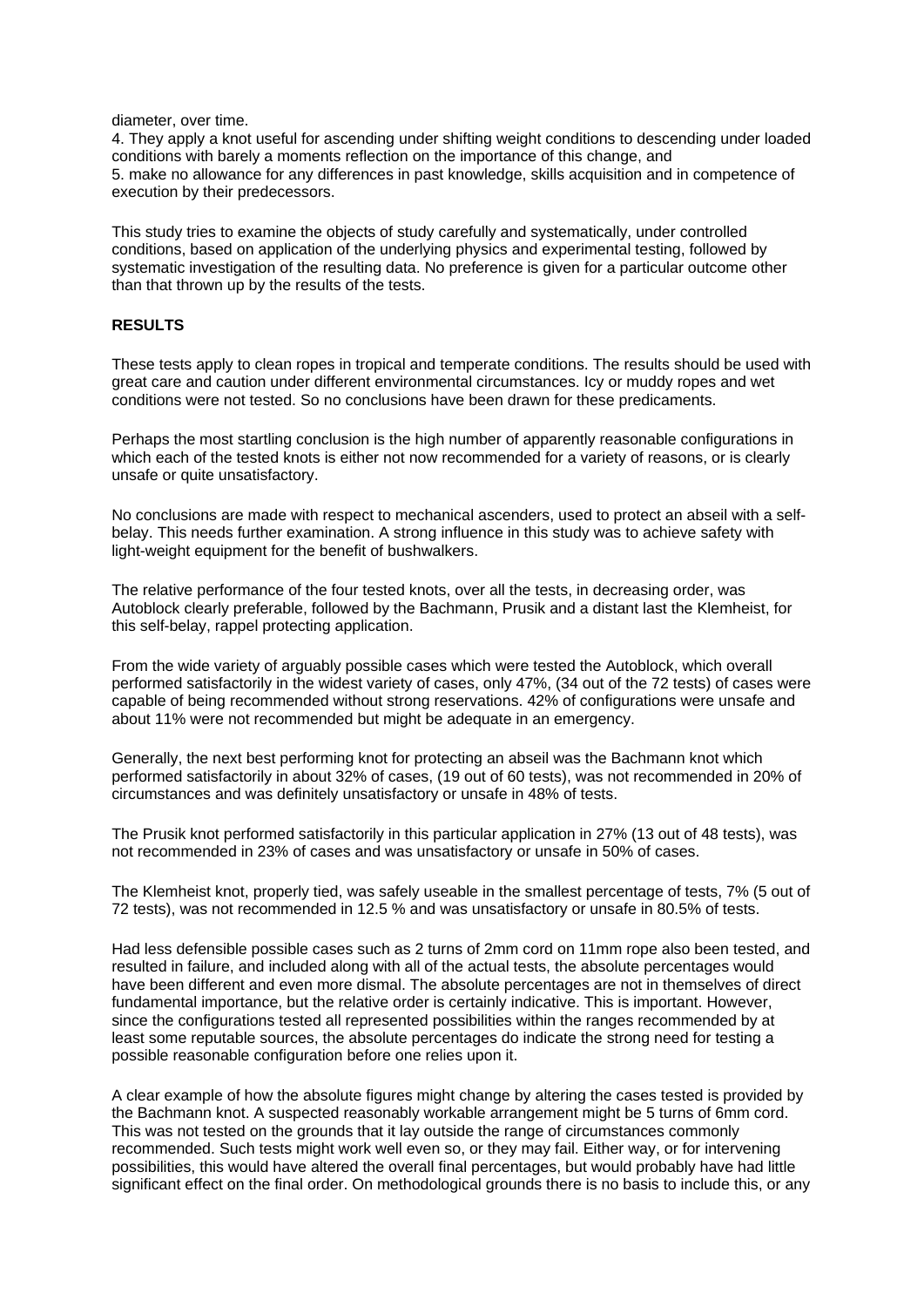diameter, over time.

4. They apply a knot useful for ascending under shifting weight conditions to descending under loaded conditions with barely a moments reflection on the importance of this change, and
5. make no allowance for any differences in past knowledge, skills acquisition and in competence of execution by their predecessors.

This study tries to examine the objects of study carefully and systematically, under controlled conditions, based on application of the underlying physics and experimental testing, followed by systematic investigation of the resulting data. No preference is given for a particular outcome other than that thrown up by the results of the tests.

**RESULTS**

These tests apply to clean ropes in tropical and temperate conditions. The results should be used with great care and caution under different environmental circumstances. Icy or muddy ropes and wet conditions were not tested. So no conclusions have been drawn for these predicaments.

Perhaps the most startling conclusion is the high number of apparently reasonable configurations in which each of the tested knots is either not now recommended for a variety of reasons, or is clearly unsafe or quite unsatisfactory.

No conclusions are made with respect to mechanical ascenders, used to protect an abseil with a self-belay. This needs further examination. A strong influence in this study was to achieve safety with light-weight equipment for the benefit of bushwalkers.

The relative performance of the four tested knots, over all the tests, in decreasing order, was Autoblock clearly preferable, followed by the Bachmann, Prusik and a distant last the Klemheist, for this self-belay, rappel protecting application.

From the wide variety of arguably possible cases which were tested the Autoblock, which overall performed satisfactorily in the widest variety of cases, only 47%, (34 out of the 72 tests) of cases were capable of being recommended without strong reservations. 42% of configurations were unsafe and about 11% were not recommended but might be adequate in an emergency.

Generally, the next best performing knot for protecting an abseil was the Bachmann knot which performed satisfactorily in about 32% of cases, (19 out of 60 tests), was not recommended in 20% of circumstances and was definitely unsatisfactory or unsafe in 48% of tests.

The Prusik knot performed satisfactorily in this particular application in 27% (13 out of 48 tests), was not recommended in 23% of cases and was unsatisfactory or unsafe in 50% of cases.

The Klemheist knot, properly tied, was safely useable in the smallest percentage of tests, 7% (5 out of 72 tests), was not recommended in 12.5 % and was unsatisfactory or unsafe in 80.5% of tests.

Had less defensible possible cases such as 2 turns of 2mm cord on 11mm rope also been tested, and resulted in failure, and included along with all of the actual tests, the absolute percentages would have been different and even more dismal. The absolute percentages are not in themselves of direct fundamental importance, but the relative order is certainly indicative. This is important. However, since the configurations tested all represented possibilities within the ranges recommended by at least some reputable sources, the absolute percentages do indicate the strong need for testing a possible reasonable configuration before one relies upon it.

A clear example of how the absolute figures might change by altering the cases tested is provided by the Bachmann knot. A suspected reasonably workable arrangement might be 5 turns of 6mm cord. This was not tested on the grounds that it lay outside the range of circumstances commonly recommended. Such tests might work well even so, or they may fail. Either way, or for intervening possibilities, this would have altered the overall final percentages, but would probably have had little significant effect on the final order. On methodological grounds there is no basis to include this, or any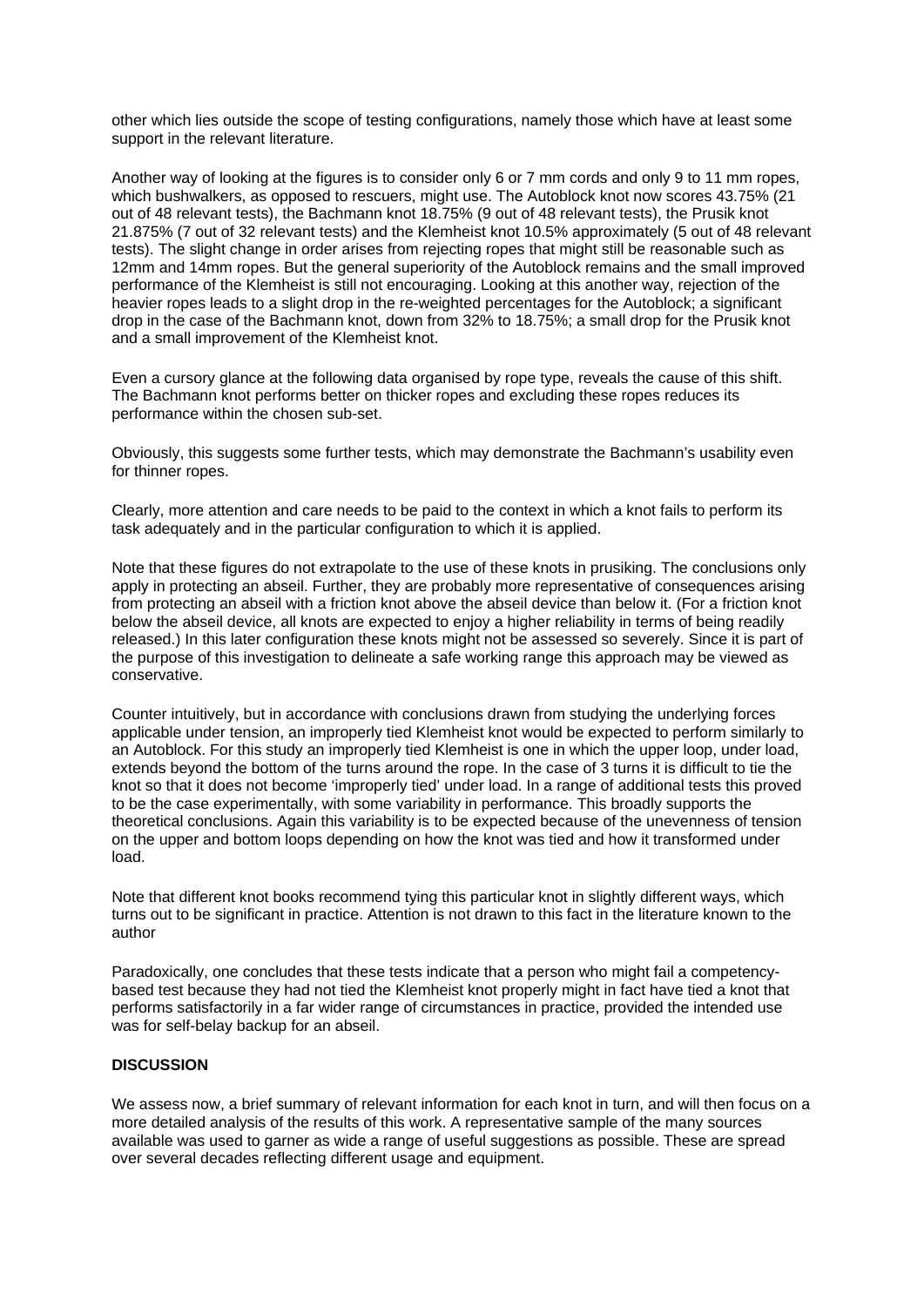other which lies outside the scope of testing configurations, namely those which have at least some support in the relevant literature.

Another way of looking at the figures is to consider only 6 or 7 mm cords and only 9 to 11 mm ropes, which bushwalkers, as opposed to rescuers, might use. The Autoblock knot now scores 43.75% (21 out of 48 relevant tests), the Bachmann knot 18.75% (9 out of 48 relevant tests), the Prusik knot 21.875% (7 out of 32 relevant tests) and the Klemheist knot 10.5% approximately (5 out of 48 relevant tests). The slight change in order arises from rejecting ropes that might still be reasonable such as 12mm and 14mm ropes. But the general superiority of the Autoblock remains and the small improved performance of the Klemheist is still not encouraging. Looking at this another way, rejection of the heavier ropes leads to a slight drop in the re-weighted percentages for the Autoblock; a significant drop in the case of the Bachmann knot, down from 32% to 18.75%; a small drop for the Prusik knot and a small improvement of the Klemheist knot.

Even a cursory glance at the following data organised by rope type, reveals the cause of this shift. The Bachmann knot performs better on thicker ropes and excluding these ropes reduces its performance within the chosen sub-set.

Obviously, this suggests some further tests, which may demonstrate the Bachmann's usability even for thinner ropes.

Clearly, more attention and care needs to be paid to the context in which a knot fails to perform its task adequately and in the particular configuration to which it is applied.

Note that these figures do not extrapolate to the use of these knots in prusiking. The conclusions only apply in protecting an abseil. Further, they are probably more representative of consequences arising from protecting an abseil with a friction knot above the abseil device than below it. (For a friction knot below the abseil device, all knots are expected to enjoy a higher reliability in terms of being readily released.) In this later configuration these knots might not be assessed so severely. Since it is part of the purpose of this investigation to delineate a safe working range this approach may be viewed as conservative.

Counter intuitively, but in accordance with conclusions drawn from studying the underlying forces applicable under tension, an improperly tied Klemheist knot would be expected to perform similarly to an Autoblock. For this study an improperly tied Klemheist is one in which the upper loop, under load, extends beyond the bottom of the turns around the rope. In the case of 3 turns it is difficult to tie the knot so that it does not become 'improperly tied' under load. In a range of additional tests this proved to be the case experimentally, with some variability in performance. This broadly supports the theoretical conclusions. Again this variability is to be expected because of the unevenness of tension on the upper and bottom loops depending on how the knot was tied and how it transformed under load.

Note that different knot books recommend tying this particular knot in slightly different ways, which turns out to be significant in practice. Attention is not drawn to this fact in the literature known to the author

Paradoxically, one concludes that these tests indicate that a person who might fail a competency-based test because they had not tied the Klemheist knot properly might in fact have tied a knot that performs satisfactorily in a far wider range of circumstances in practice, provided the intended use was for self-belay backup for an abseil.

**DISCUSSION**

We assess now, a brief summary of relevant information for each knot in turn, and will then focus on a more detailed analysis of the results of this work. A representative sample of the many sources available was used to garner as wide a range of useful suggestions as possible. These are spread over several decades reflecting different usage and equipment.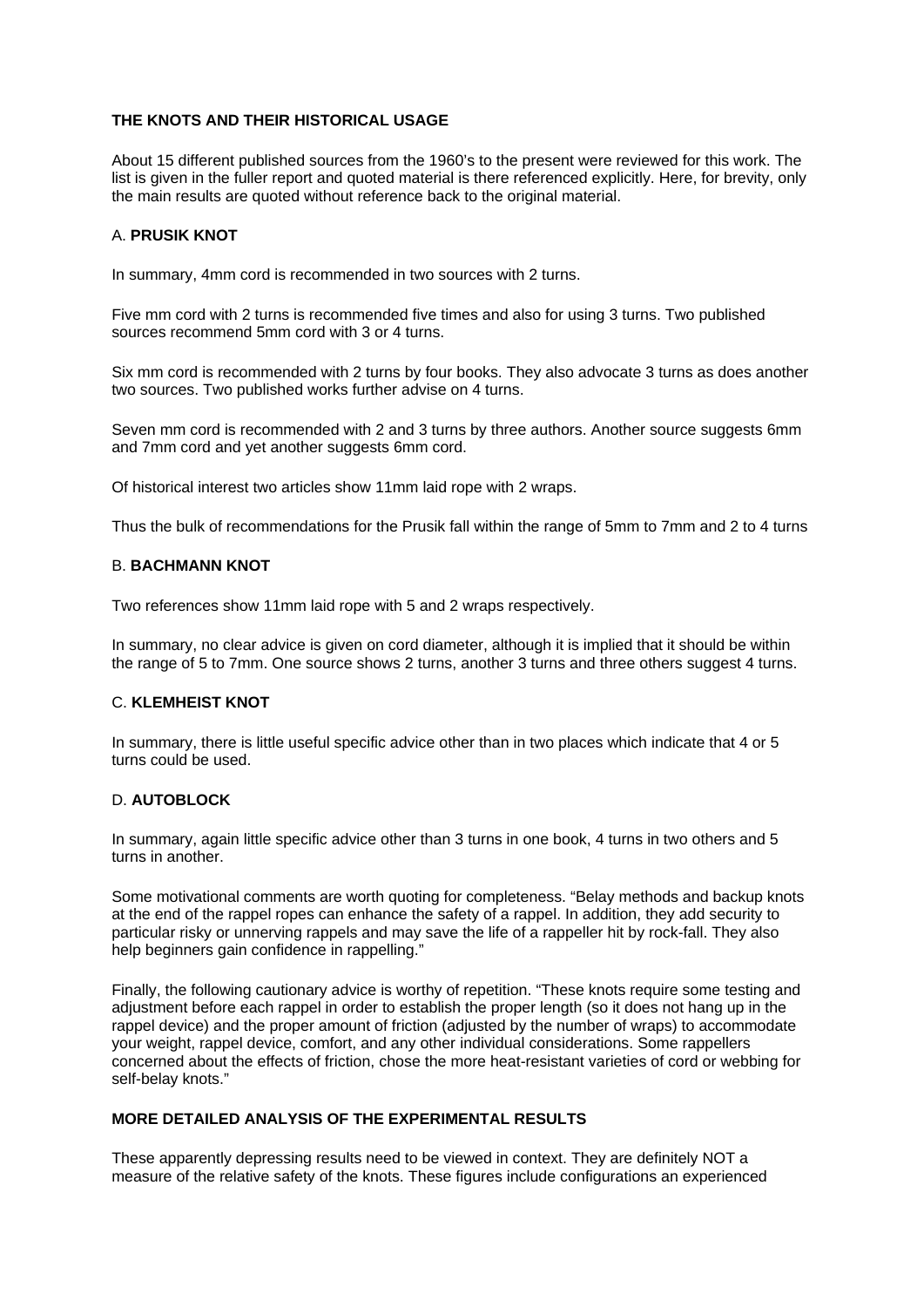## THE KNOTS AND THEIR HISTORICAL USAGE

About 15 different published sources from the 1960's to the present were reviewed for this work. The list is given in the fuller report and quoted material is there referenced explicitly. Here, for brevity, only the main results are quoted without reference back to the original material.

### A. PRUSIK KNOT

In summary, 4mm cord is recommended in two sources with 2 turns.

Five mm cord with 2 turns is recommended five times and also for using 3 turns. Two published sources recommend 5mm cord with 3 or 4 turns.

Six mm cord is recommended with 2 turns by four books. They also advocate 3 turns as does another two sources. Two published works further advise on 4 turns.

Seven mm cord is recommended with 2 and 3 turns by three authors. Another source suggests 6mm and 7mm cord and yet another suggests 6mm cord.

Of historical interest two articles show 11mm laid rope with 2 wraps.

Thus the bulk of recommendations for the Prusik fall within the range of 5mm to 7mm and 2 to 4 turns

### B. BACHMANN KNOT

Two references show 11mm laid rope with 5 and 2 wraps respectively.

In summary, no clear advice is given on cord diameter, although it is implied that it should be within the range of 5 to 7mm. One source shows 2 turns, another 3 turns and three others suggest 4 turns.

### C. KLEMHEIST KNOT

In summary, there is little useful specific advice other than in two places which indicate that 4 or 5 turns could be used.

### D. AUTOBLOCK

In summary, again little specific advice other than 3 turns in one book, 4 turns in two others and 5 turns in another.

Some motivational comments are worth quoting for completeness. "Belay methods and backup knots at the end of the rappel ropes can enhance the safety of a rappel. In addition, they add security to particular risky or unnerving rappels and may save the life of a rappeller hit by rock-fall. They also help beginners gain confidence in rappelling."

Finally, the following cautionary advice is worthy of repetition. "These knots require some testing and adjustment before each rappel in order to establish the proper length (so it does not hang up in the rappel device) and the proper amount of friction (adjusted by the number of wraps) to accommodate your weight, rappel device, comfort, and any other individual considerations. Some rappellers concerned about the effects of friction, chose the more heat-resistant varieties of cord or webbing for self-belay knots."

## MORE DETAILED ANALYSIS OF THE EXPERIMENTAL RESULTS

These apparently depressing results need to be viewed in context. They are definitely NOT a measure of the relative safety of the knots. These figures include configurations an experienced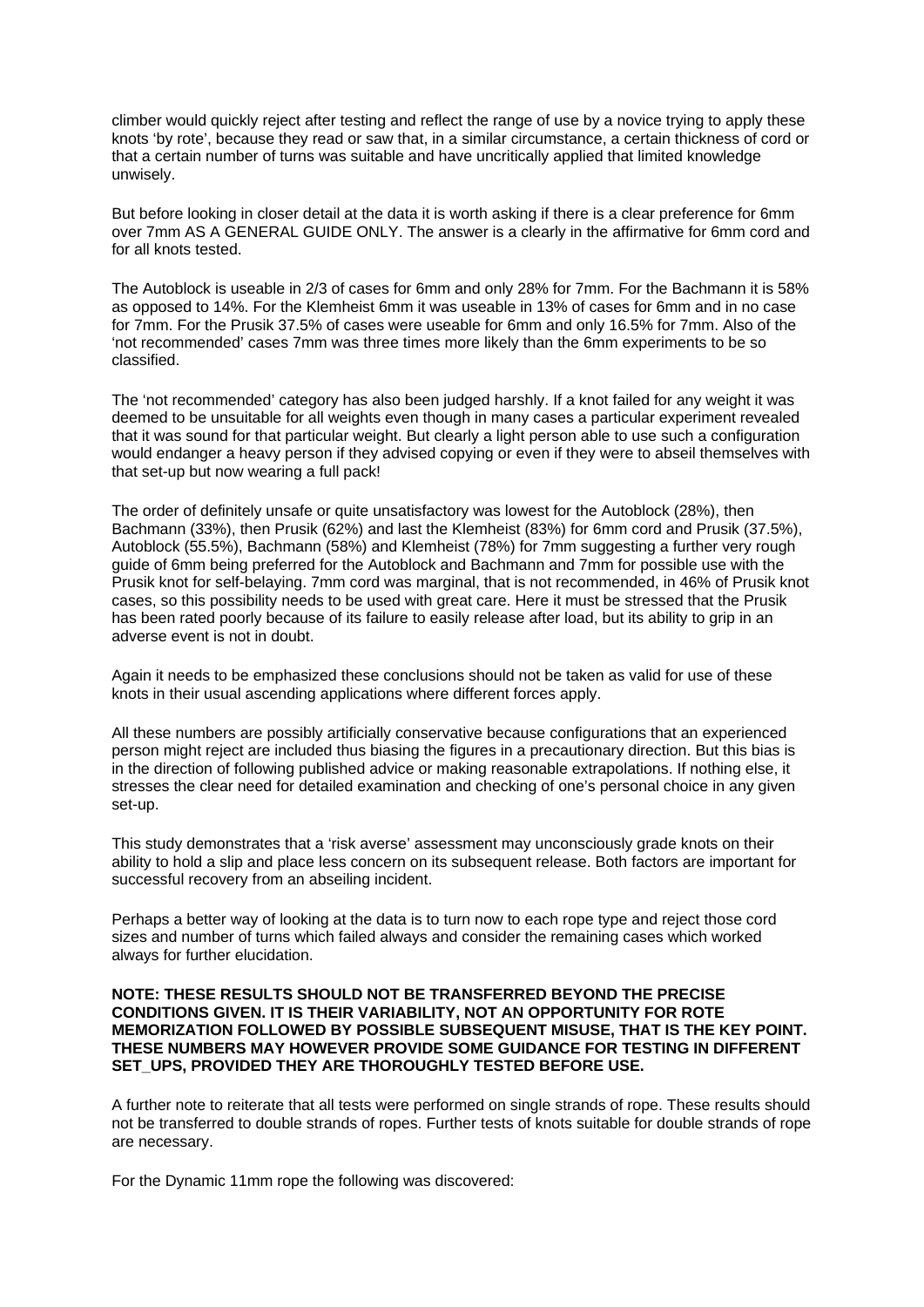climber would quickly reject after testing and reflect the range of use by a novice trying to apply these knots 'by rote', because they read or saw that, in a similar circumstance, a certain thickness of cord or that a certain number of turns was suitable and have uncritically applied that limited knowledge unwisely.

But before looking in closer detail at the data it is worth asking if there is a clear preference for 6mm over 7mm AS A GENERAL GUIDE ONLY. The answer is a clearly in the affirmative for 6mm cord and for all knots tested.

The Autoblock is useable in 2/3 of cases for 6mm and only 28% for 7mm. For the Bachmann it is 58% as opposed to 14%. For the Klemheist 6mm it was useable in 13% of cases for 6mm and in no case for 7mm. For the Prusik 37.5% of cases were useable for 6mm and only 16.5% for 7mm. Also of the 'not recommended' cases 7mm was three times more likely than the 6mm experiments to be so classified.

The 'not recommended' category has also been judged harshly. If a knot failed for any weight it was deemed to be unsuitable for all weights even though in many cases a particular experiment revealed that it was sound for that particular weight. But clearly a light person able to use such a configuration would endanger a heavy person if they advised copying or even if they were to abseil themselves with that set-up but now wearing a full pack!

The order of definitely unsafe or quite unsatisfactory was lowest for the Autoblock (28%), then Bachmann (33%), then Prusik (62%) and last the Klemheist (83%) for 6mm cord and Prusik (37.5%), Autoblock (55.5%), Bachmann (58%) and Klemheist (78%) for 7mm suggesting a further very rough guide of 6mm being preferred for the Autoblock and Bachmann and 7mm for possible use with the Prusik knot for self-belaying. 7mm cord was marginal, that is not recommended, in 46% of Prusik knot cases, so this possibility needs to be used with great care. Here it must be stressed that the Prusik has been rated poorly because of its failure to easily release after load, but its ability to grip in an adverse event is not in doubt.

Again it needs to be emphasized these conclusions should not be taken as valid for use of these knots in their usual ascending applications where different forces apply.

All these numbers are possibly artificially conservative because configurations that an experienced person might reject are included thus biasing the figures in a precautionary direction. But this bias is in the direction of following published advice or making reasonable extrapolations. If nothing else, it stresses the clear need for detailed examination and checking of one's personal choice in any given set-up.

This study demonstrates that a 'risk averse' assessment may unconsciously grade knots on their ability to hold a slip and place less concern on its subsequent release. Both factors are important for successful recovery from an abseiling incident.

Perhaps a better way of looking at the data is to turn now to each rope type and reject those cord sizes and number of turns which failed always and consider the remaining cases which worked always for further elucidation.

**NOTE: THESE RESULTS SHOULD NOT BE TRANSFERRED BEYOND THE PRECISE CONDITIONS GIVEN. IT IS THEIR VARIABILITY, NOT AN OPPORTUNITY FOR ROTE MEMORIZATION FOLLOWED BY POSSIBLE SUBSEQUENT MISUSE, THAT IS THE KEY POINT. THESE NUMBERS MAY HOWEVER PROVIDE SOME GUIDANCE FOR TESTING IN DIFFERENT SET_UPS, PROVIDED THEY ARE THOROUGHLY TESTED BEFORE USE.**

A further note to reiterate that all tests were performed on single strands of rope. These results should not be transferred to double strands of ropes. Further tests of knots suitable for double strands of rope are necessary.

For the Dynamic 11mm rope the following was discovered: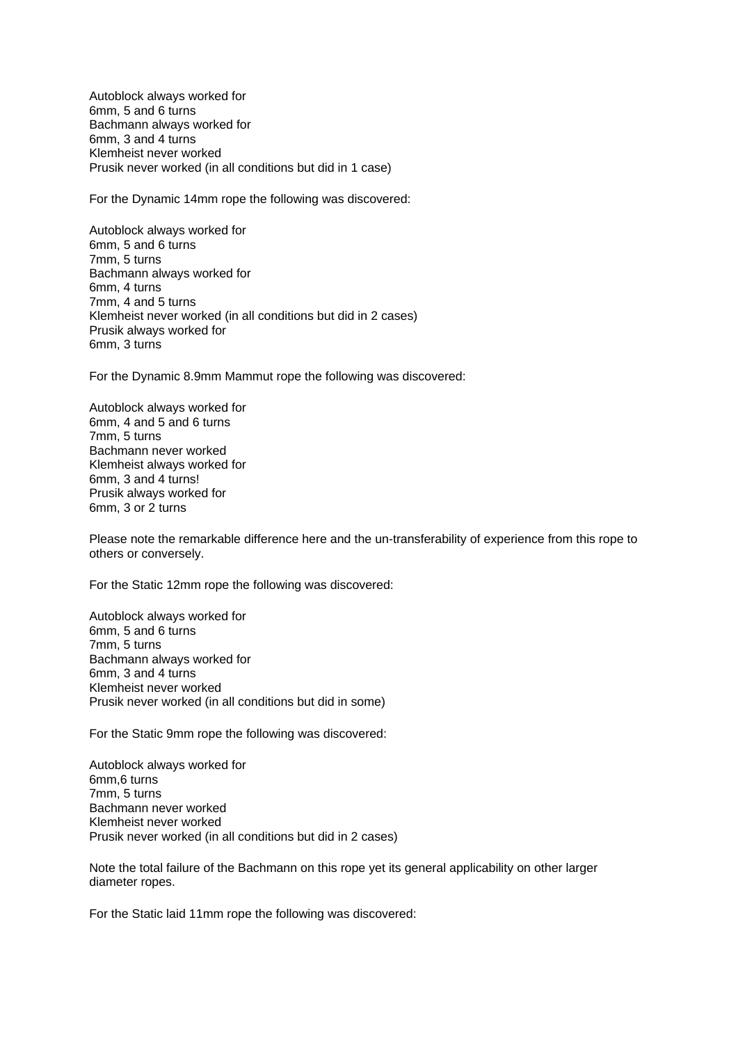Autoblock always worked for
6mm, 5 and 6 turns
Bachmann always worked for
6mm, 3 and 4 turns
Klemheist never worked
Prusik never worked (in all conditions but did in 1 case)

For the Dynamic 14mm rope the following was discovered:

Autoblock always worked for
6mm, 5 and 6 turns
7mm, 5 turns
Bachmann always worked for
6mm, 4 turns
7mm, 4 and 5 turns
Klemheist never worked (in all conditions but did in 2 cases)
Prusik always worked for
6mm, 3 turns

For the Dynamic 8.9mm Mammut rope the following was discovered:

Autoblock always worked for
6mm, 4 and 5 and 6 turns
7mm, 5 turns
Bachmann never worked
Klemheist always worked for
6mm, 3 and 4 turns!
Prusik always worked for
6mm, 3 or 2 turns

Please note the remarkable difference here and the un-transferability of experience from this rope to others or conversely.

For the Static 12mm rope the following was discovered:

Autoblock always worked for
6mm, 5 and 6 turns
7mm, 5 turns
Bachmann always worked for
6mm, 3 and 4 turns
Klemheist never worked
Prusik never worked (in all conditions but did in some)

For the Static 9mm rope the following was discovered:

Autoblock always worked for
6mm,6 turns
7mm, 5 turns
Bachmann never worked
Klemheist never worked
Prusik never worked (in all conditions but did in 2 cases)

Note the total failure of the Bachmann on this rope yet its general applicability on other larger diameter ropes.

For the Static laid 11mm rope the following was discovered: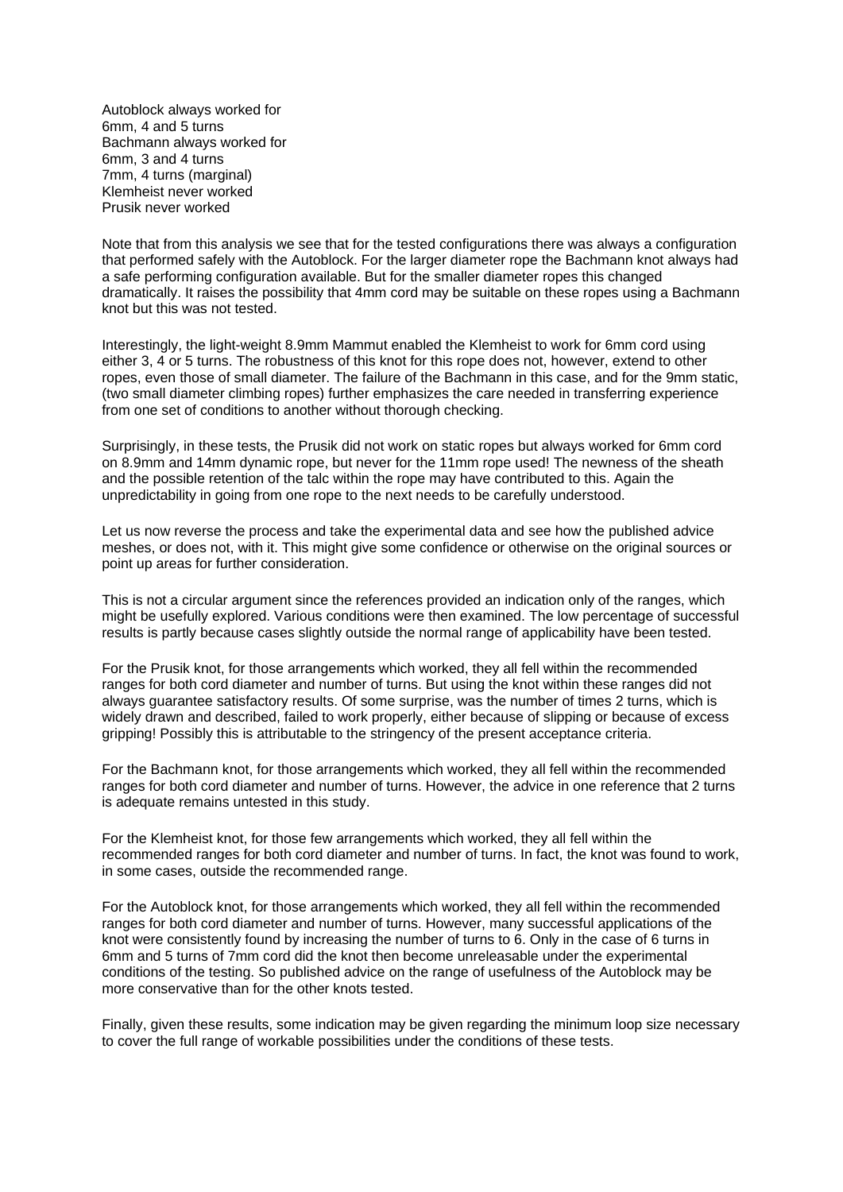Autoblock always worked for
6mm, 4 and 5 turns
Bachmann always worked for
6mm, 3 and 4 turns
7mm, 4 turns (marginal)
Klemheist never worked
Prusik never worked

Note that from this analysis we see that for the tested configurations there was always a configuration that performed safely with the Autoblock. For the larger diameter rope the Bachmann knot always had a safe performing configuration available. But for the smaller diameter ropes this changed dramatically. It raises the possibility that 4mm cord may be suitable on these ropes using a Bachmann knot but this was not tested.

Interestingly, the light-weight 8.9mm Mammut enabled the Klemheist to work for 6mm cord using either 3, 4 or 5 turns. The robustness of this knot for this rope does not, however, extend to other ropes, even those of small diameter. The failure of the Bachmann in this case, and for the 9mm static, (two small diameter climbing ropes) further emphasizes the care needed in transferring experience from one set of conditions to another without thorough checking.

Surprisingly, in these tests, the Prusik did not work on static ropes but always worked for 6mm cord on 8.9mm and 14mm dynamic rope, but never for the 11mm rope used! The newness of the sheath and the possible retention of the talc within the rope may have contributed to this. Again the unpredictability in going from one rope to the next needs to be carefully understood.

Let us now reverse the process and take the experimental data and see how the published advice meshes, or does not, with it. This might give some confidence or otherwise on the original sources or point up areas for further consideration.

This is not a circular argument since the references provided an indication only of the ranges, which might be usefully explored. Various conditions were then examined. The low percentage of successful results is partly because cases slightly outside the normal range of applicability have been tested.

For the Prusik knot, for those arrangements which worked, they all fell within the recommended ranges for both cord diameter and number of turns. But using the knot within these ranges did not always guarantee satisfactory results. Of some surprise, was the number of times 2 turns, which is widely drawn and described, failed to work properly, either because of slipping or because of excess gripping! Possibly this is attributable to the stringency of the present acceptance criteria.

For the Bachmann knot, for those arrangements which worked, they all fell within the recommended ranges for both cord diameter and number of turns. However, the advice in one reference that 2 turns is adequate remains untested in this study.

For the Klemheist knot, for those few arrangements which worked, they all fell within the recommended ranges for both cord diameter and number of turns. In fact, the knot was found to work, in some cases, outside the recommended range.

For the Autoblock knot, for those arrangements which worked, they all fell within the recommended ranges for both cord diameter and number of turns. However, many successful applications of the knot were consistently found by increasing the number of turns to 6. Only in the case of 6 turns in 6mm and 5 turns of 7mm cord did the knot then become unreleasable under the experimental conditions of the testing. So published advice on the range of usefulness of the Autoblock may be more conservative than for the other knots tested.

Finally, given these results, some indication may be given regarding the minimum loop size necessary to cover the full range of workable possibilities under the conditions of these tests.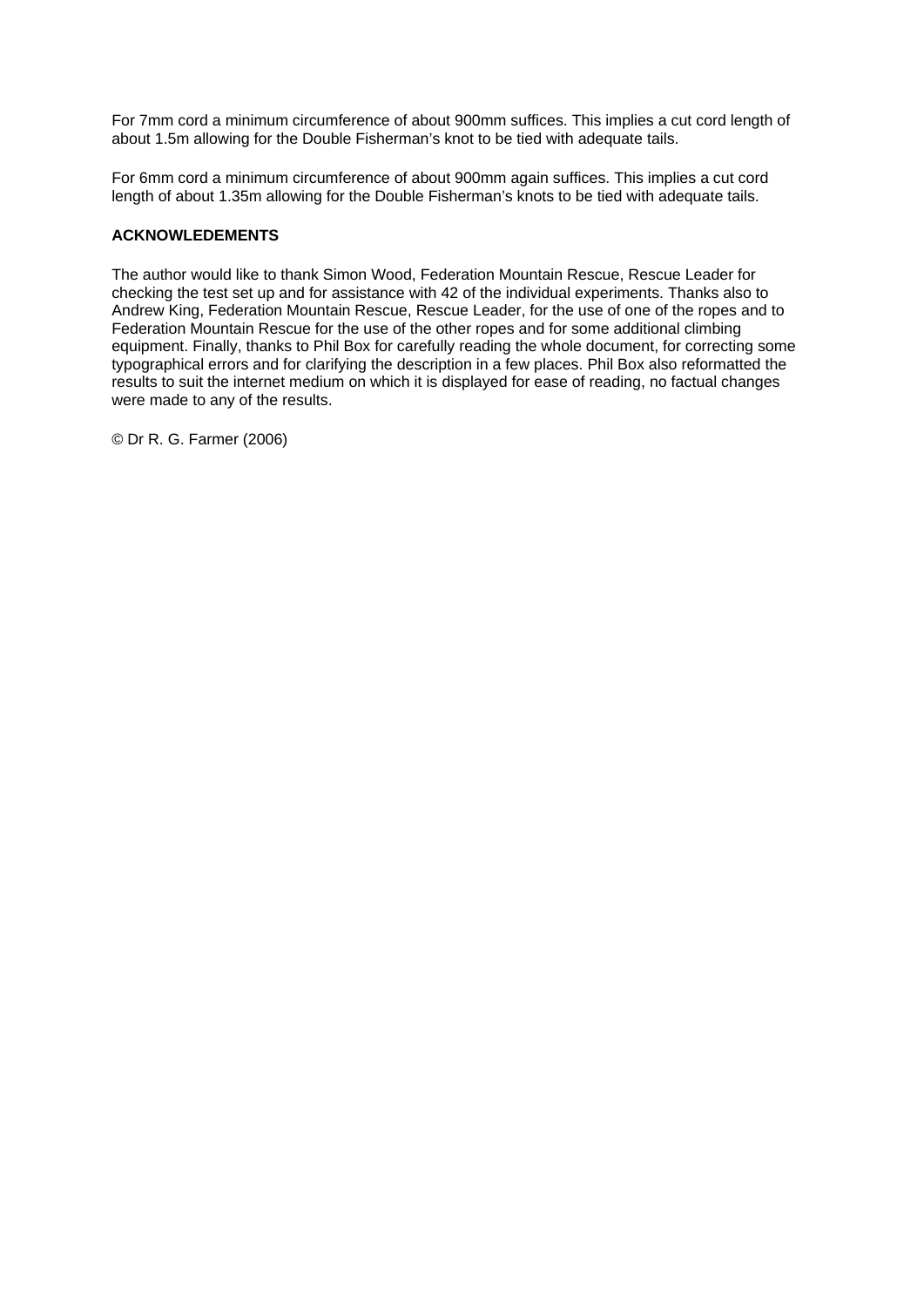For 7mm cord a minimum circumference of about 900mm suffices. This implies a cut cord length of about 1.5m allowing for the Double Fisherman's knot to be tied with adequate tails.

For 6mm cord a minimum circumference of about 900mm again suffices. This implies a cut cord length of about 1.35m allowing for the Double Fisherman's knots to be tied with adequate tails.

**ACKNOWLEDEMENTS**

The author would like to thank Simon Wood, Federation Mountain Rescue, Rescue Leader for checking the test set up and for assistance with 42 of the individual experiments. Thanks also to Andrew King, Federation Mountain Rescue, Rescue Leader, for the use of one of the ropes and to Federation Mountain Rescue for the use of the other ropes and for some additional climbing equipment. Finally, thanks to Phil Box for carefully reading the whole document, for correcting some typographical errors and for clarifying the description in a few places. Phil Box also reformatted the results to suit the internet medium on which it is displayed for ease of reading, no factual changes were made to any of the results.

© Dr R. G. Farmer (2006)